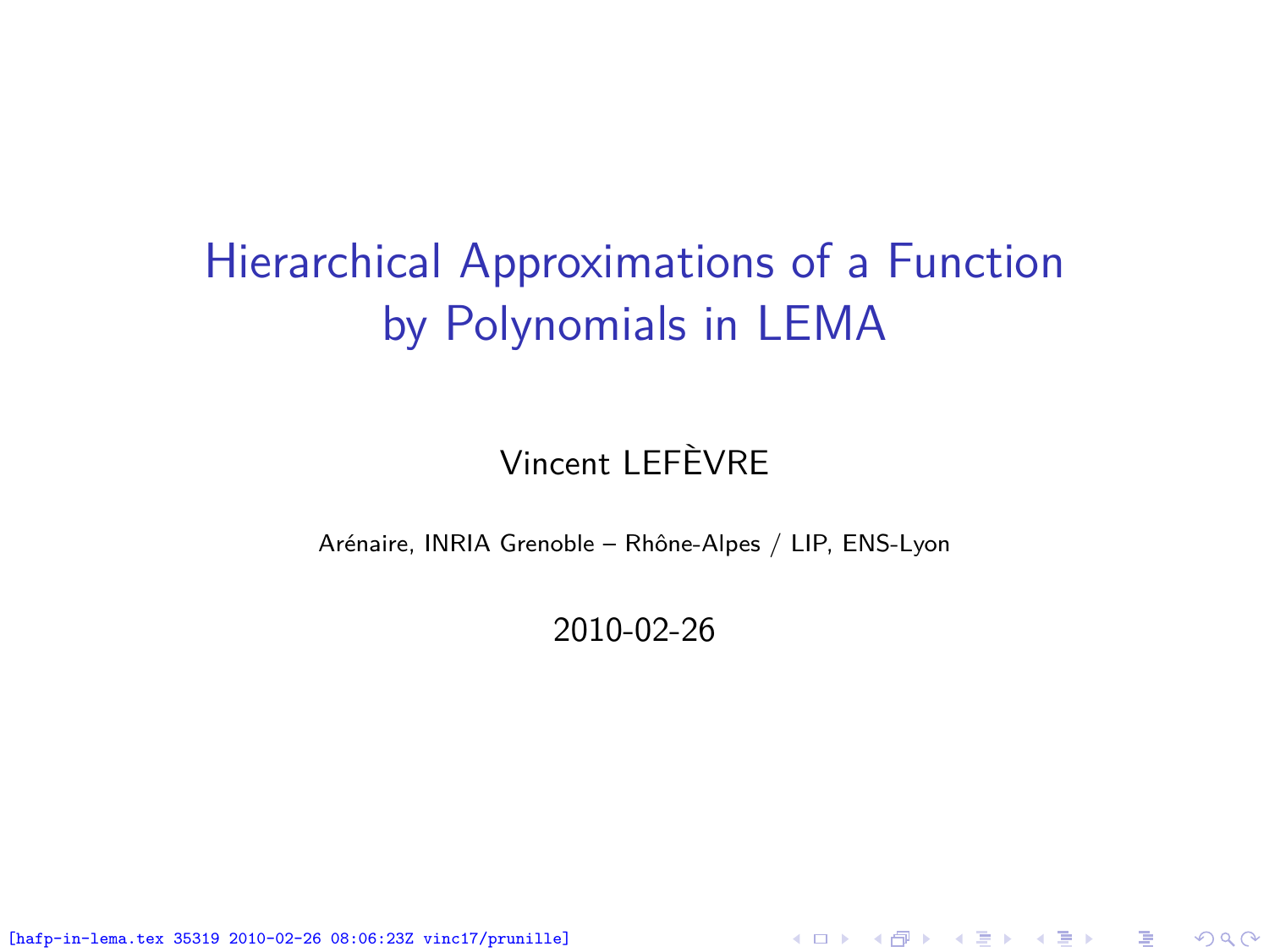# Hierarchical Approximations of a Function by Polynomials in LEMA

Vincent LEFÈVRE

Arénaire, INRIA Grenoble – Rhône-Alpes / LIP, ENS-Lyon

2010-02-26

[hafp-in-lema.tex 35319 2010-02-26 08:06:23Z vinc17/prunille]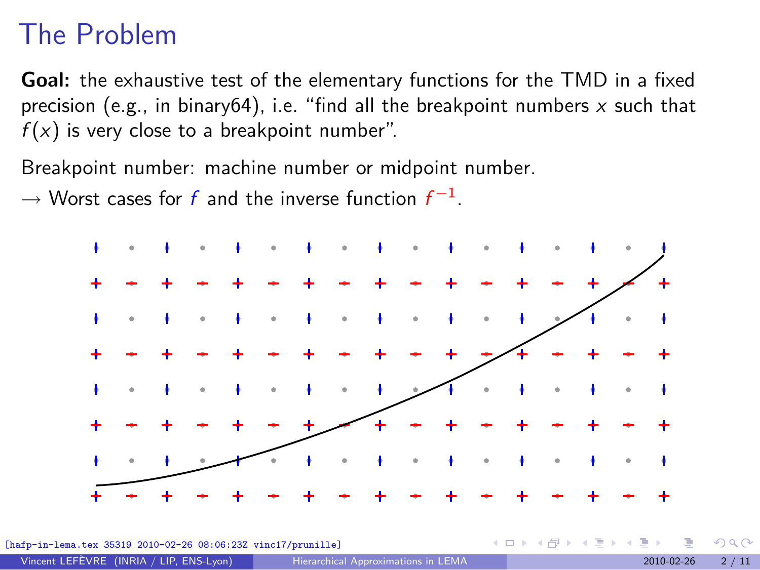# The Problem

**Goal:** the exhaustive test of the elementary functions for the TMD in a fixed precision (e.g., in binary64), i.e. “find all the breakpoint numbers $x$ such that $f(x)$ is very close to a breakpoint number”.

Breakpoint number: machine number or midpoint number.

$\rightarrow$ Worst cases for $f$ and the inverse function $f^{-1}$.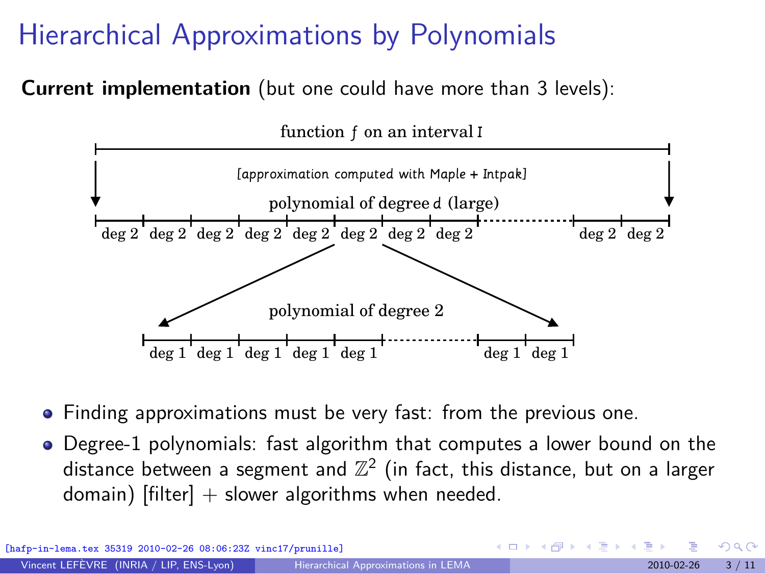# Hierarchical Approximations by Polynomials

**Current implementation** (but one could have more than 3 levels):

function $f$ on an interval $I$

[approximation computed with Maple + Intpak]

polynomial of degree $d$ (large)

deg 2 deg 2 deg 2 deg 2 deg 2 deg 2 deg 2 deg 2 ... deg 2 deg 2

polynomial of degree 2

deg 1 deg 1 deg 1 deg 1 deg 1 ... deg 1 deg 1

- Finding approximations must be very fast: from the previous one.
- Degree-1 polynomials: fast algorithm that computes a lower bound on the distance between a segment and $\mathbb{Z}^2$ (in fact, this distance, but on a larger domain) [filter] + slower algorithms when needed.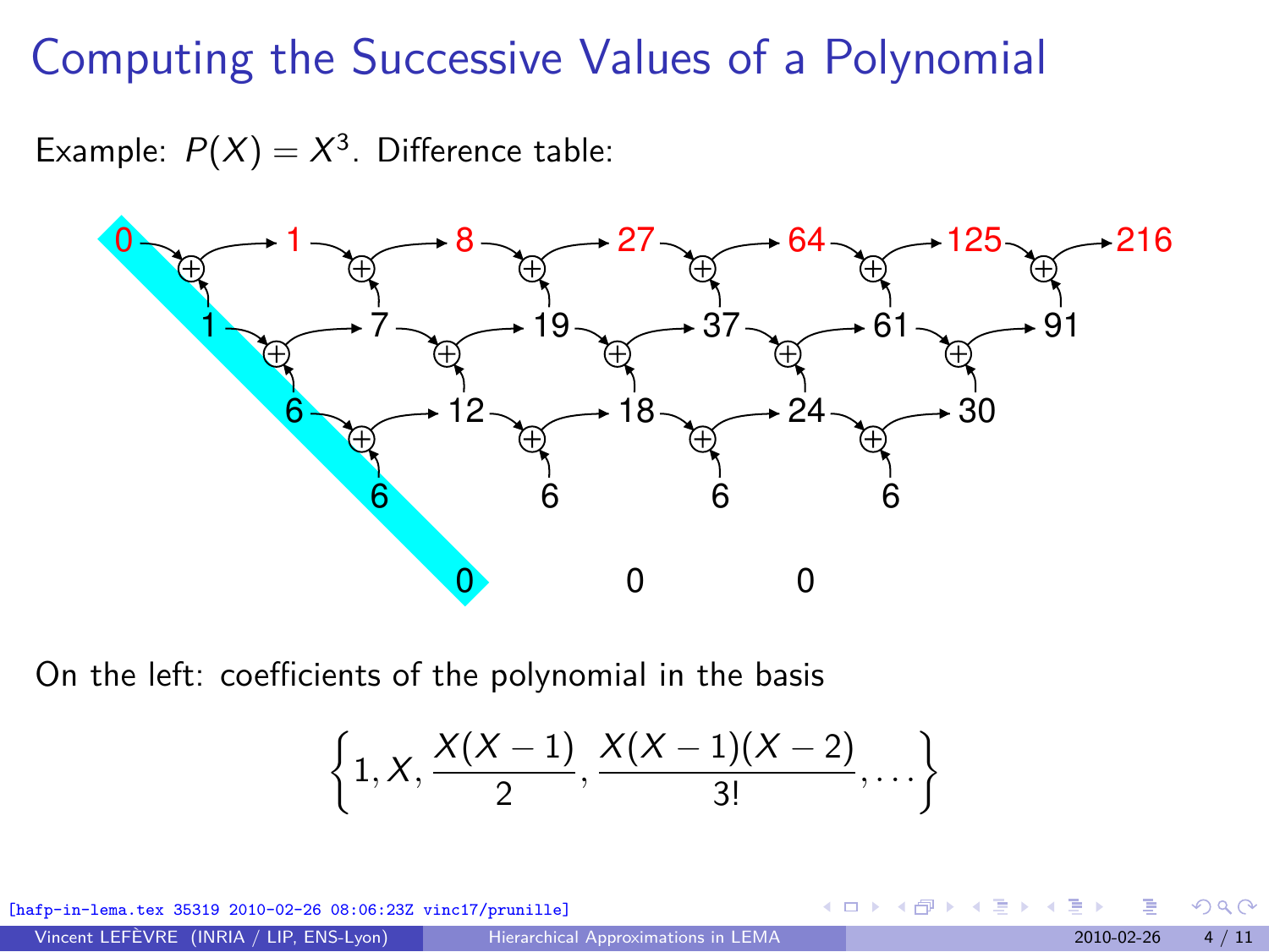# Computing the Successive Values of a Polynomial

Example: $P(X) = X^3$. Difference table:

| | | | | | | |
|---|---|---|---|---|---|---|
| 0 | 1 | 8 | 27 | 64 | 125 | 216 |
| 1 | 7 | 19 | 37 | 61 | 91 | |
| 6 | 12 | 18 | 24 | 30 | | |
| 6 | 6 | 6 | 6 | | | |
| 0 | 0 | 0 | | | | |

On the left: coefficients of the polynomial in the basis

$$\left\{1, X, \frac{X(X-1)}{2}, \frac{X(X-1)(X-2)}{3!}, \dots\right\}$$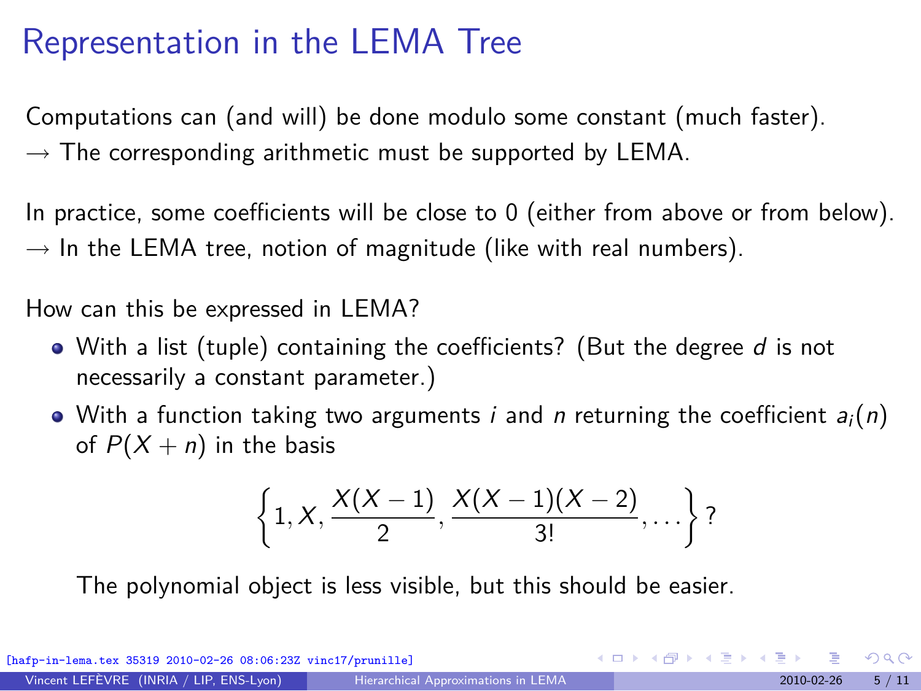# Representation in the LEMA Tree

Computations can (and will) be done modulo some constant (much faster).
→ The corresponding arithmetic must be supported by LEMA.

In practice, some coefficients will be close to 0 (either from above or from below).
→ In the LEMA tree, notion of magnitude (like with real numbers).

How can this be expressed in LEMA?

- With a list (tuple) containing the coefficients? (But the degree $d$ is not necessarily a constant parameter.)
- With a function taking two arguments $i$ and $n$ returning the coefficient $a_i(n)$ of $P(X+n)$ in the basis

$$\left\{1, X, \frac{X(X-1)}{2}, \frac{X(X-1)(X-2)}{3!}, \ldots\right\} ?$$

  The polynomial object is less visible, but this should be easier.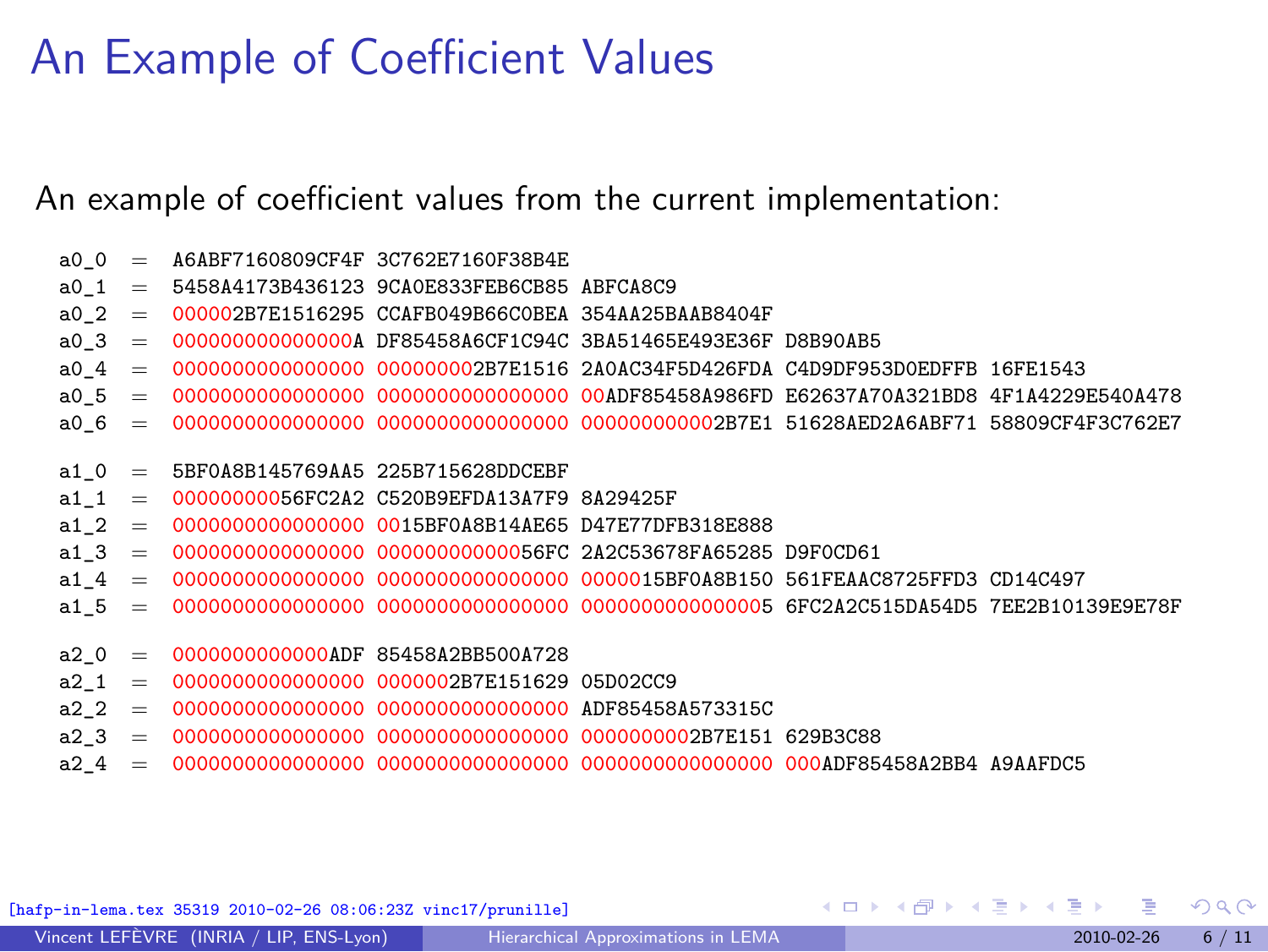# An Example of Coefficient Values

An example of coefficient values from the current implementation:

```
a0_0  =  A6ABF7160809CF4F 3C762E7160F38B4E
a0_1  =  5458A4173B436123 9CA0E833FEB6CB85 ABFCA8C9
a0_2  =  000002B7E1516295 CCAFB049B66C0BEA 354AA25BAAB8404F
a0_3  =  000000000000000A DF85458A6CF1C94C 3BA51465E493E36F D8B90AB5
a0_4  =  0000000000000000 000000002B7E1516 2A0AC34F5D426FDA C4D9DF953D0EDFFB 16FE1543
a0_5  =  0000000000000000 0000000000000000 00ADF85458A986FD E62637A70A321BD8 4F1A4229E540A478
a0_6  =  0000000000000000 0000000000000000 000000000002B7E1 51628AED2A6ABF71 58809CF4F3C762E7

a1_0  =  5BF0A8B145769AA5 225B715628DDCEBF
a1_1  =  0000000056FC2A2 C520B9EFDA13A7F9 8A29425F
a1_2  =  0000000000000000 0015BF0A8B14AE65 D47E77DFB318E888
a1_3  =  0000000000000000 00000000000056FC 2A2C53678FA65285 D9F0CD61
a1_4  =  0000000000000000 0000000000000000 000015BF0A8B150 561FEAAC8725FFD3 CD14C497
a1_5  =  0000000000000000 0000000000000000 0000000000000005 6FC2A2C515DA54D5 7EE2B10139E9E78F

a2_0  =  0000000000000ADF 85458A2BB500A728
a2_1  =  0000000000000000 0000002B7E151629 05D02CC9
a2_2  =  0000000000000000 0000000000000000 ADF85458A573315C
a2_3  =  0000000000000000 0000000000000000 0000000002B7E151 629B3C88
a2_4  =  0000000000000000 0000000000000000 0000000000000000 000ADF85458A2BB4 A9AAFDC5
```

[hafp-in-lema.tex 35319 2010-02-26 08:06:23Z vinc17/prunille]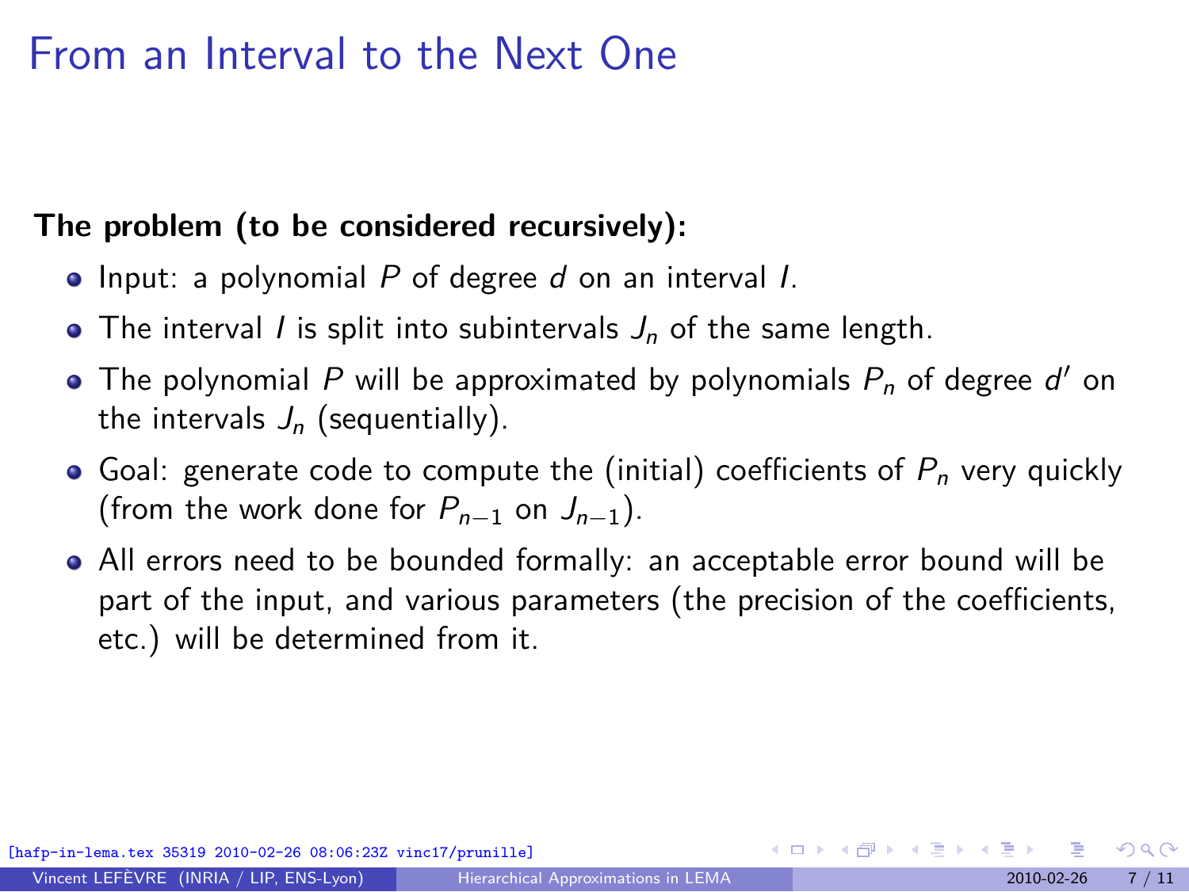# From an Interval to the Next One

**The problem (to be considered recursively):**

- Input: a polynomial $P$ of degree $d$ on an interval $I$.
- The interval $I$ is split into subintervals $J_n$ of the same length.
- The polynomial $P$ will be approximated by polynomials $P_n$ of degree $d'$ on the intervals $J_n$ (sequentially).
- Goal: generate code to compute the (initial) coefficients of $P_n$ very quickly (from the work done for $P_{n-1}$ on $J_{n-1}$).
- All errors need to be bounded formally: an acceptable error bound will be part of the input, and various parameters (the precision of the coefficients, etc.) will be determined from it.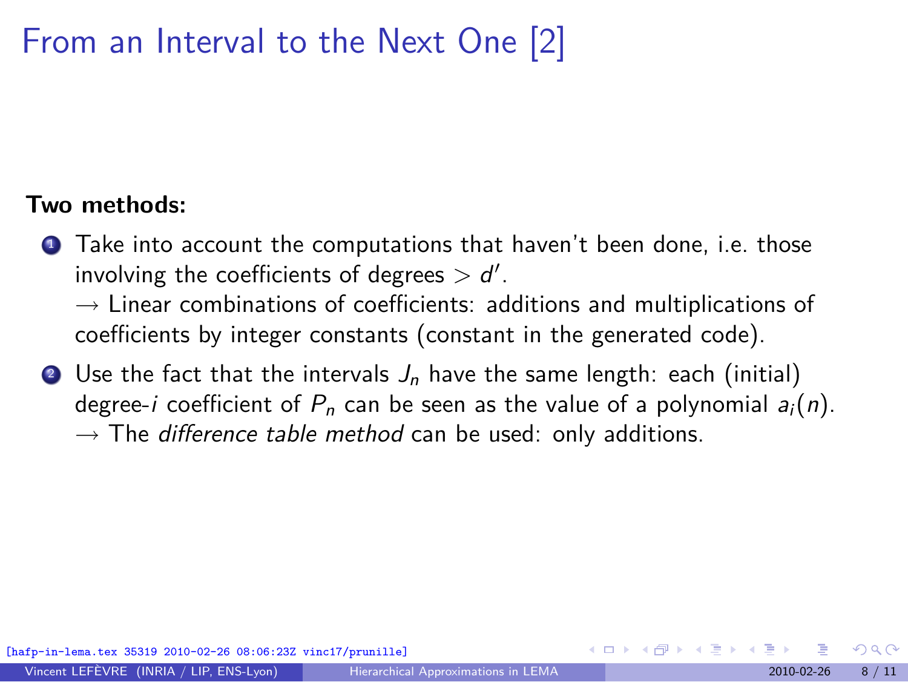# From an Interval to the Next One [2]

**Two methods:**

1. Take into account the computations that haven't been done, i.e. those involving the coefficients of degrees $> d'$.
   $\rightarrow$ Linear combinations of coefficients: additions and multiplications of coefficients by integer constants (constant in the generated code).
2. Use the fact that the intervals $J_n$ have the same length: each (initial) degree-$i$ coefficient of $P_n$ can be seen as the value of a polynomial $a_i(n)$.
   $\rightarrow$ The *difference table method* can be used: only additions.

[hafp-in-lema.tex 35319 2010-02-26 08:06:23Z vinc17/prunille]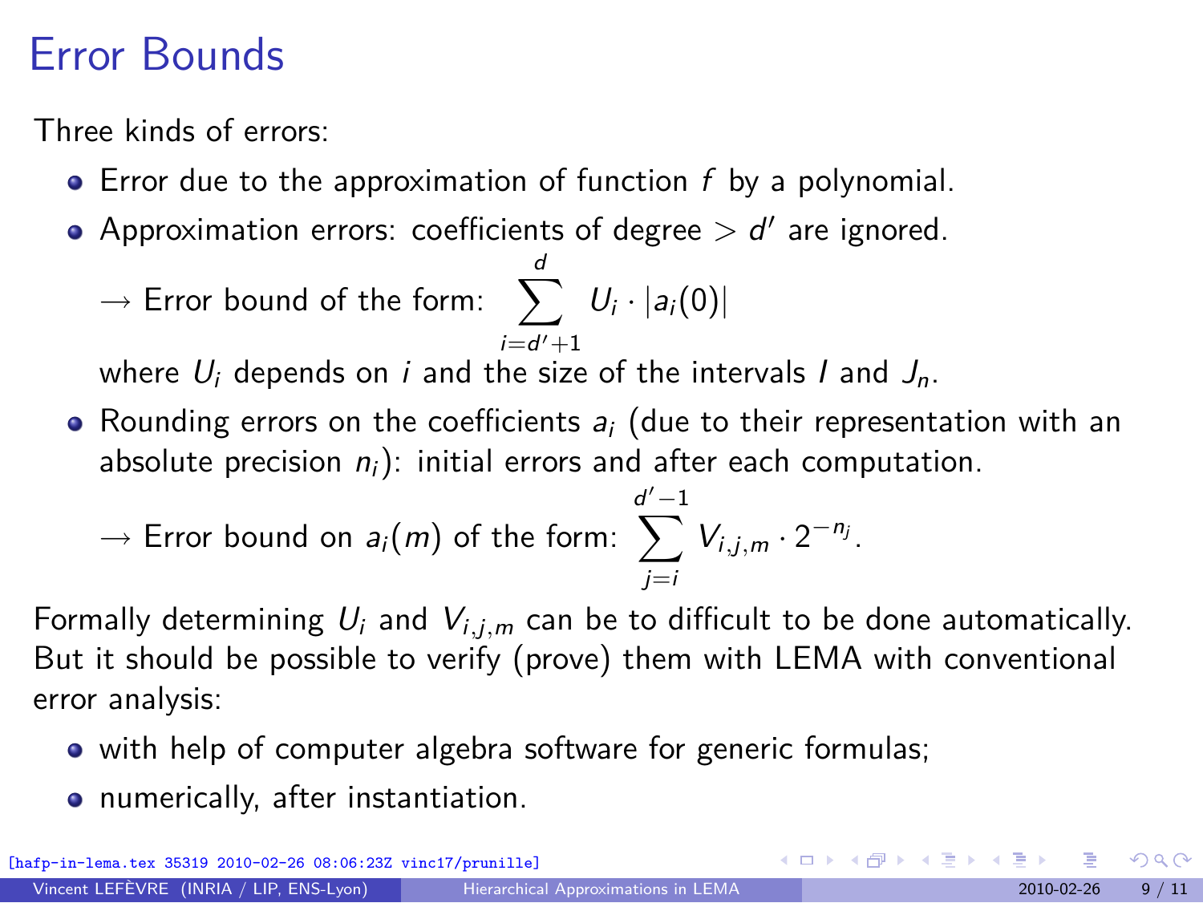# Error Bounds

Three kinds of errors:

- Error due to the approximation of function $f$ by a polynomial.
- Approximation errors: coefficients of degree $> d'$ are ignored.

  $\rightarrow$ Error bound of the form: $\displaystyle\sum_{i=d'+1}^{d} U_i \cdot |a_i(0)|$

  where $U_i$ depends on $i$ and the size of the intervals $I$ and $J_n$.

- Rounding errors on the coefficients $a_i$ (due to their representation with an absolute precision $n_i$): initial errors and after each computation.

  $\rightarrow$ Error bound on $a_i(m)$ of the form: $\displaystyle\sum_{j=i}^{d'-1} V_{i,j,m} \cdot 2^{-n_j}$.

Formally determining $U_i$ and $V_{i,j,m}$ can be to difficult to be done automatically. But it should be possible to verify (prove) them with LEMA with conventional error analysis:

- with help of computer algebra software for generic formulas;
- numerically, after instantiation.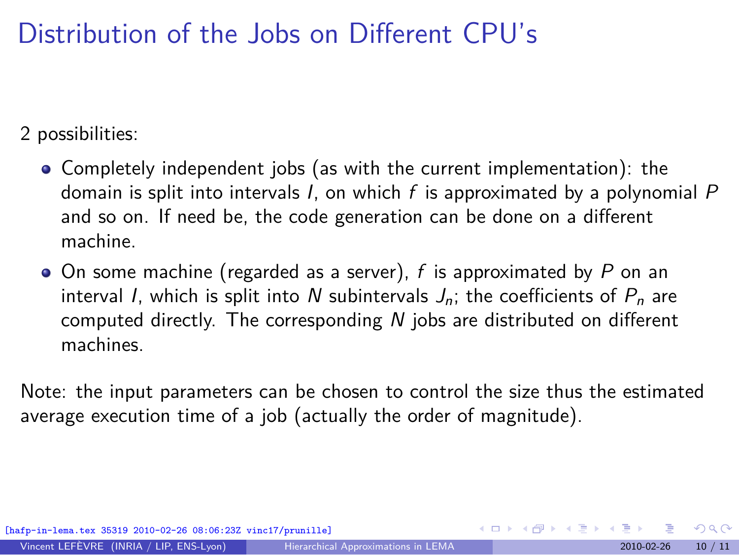# Distribution of the Jobs on Different CPU's

2 possibilities:

- Completely independent jobs (as with the current implementation): the domain is split into intervals $I$, on which $f$ is approximated by a polynomial $P$ and so on. If need be, the code generation can be done on a different machine.
- On some machine (regarded as a server), $f$ is approximated by $P$ on an interval $I$, which is split into $N$ subintervals $J_n$; the coefficients of $P_n$ are computed directly. The corresponding $N$ jobs are distributed on different machines.

Note: the input parameters can be chosen to control the size thus the estimated average execution time of a job (actually the order of magnitude).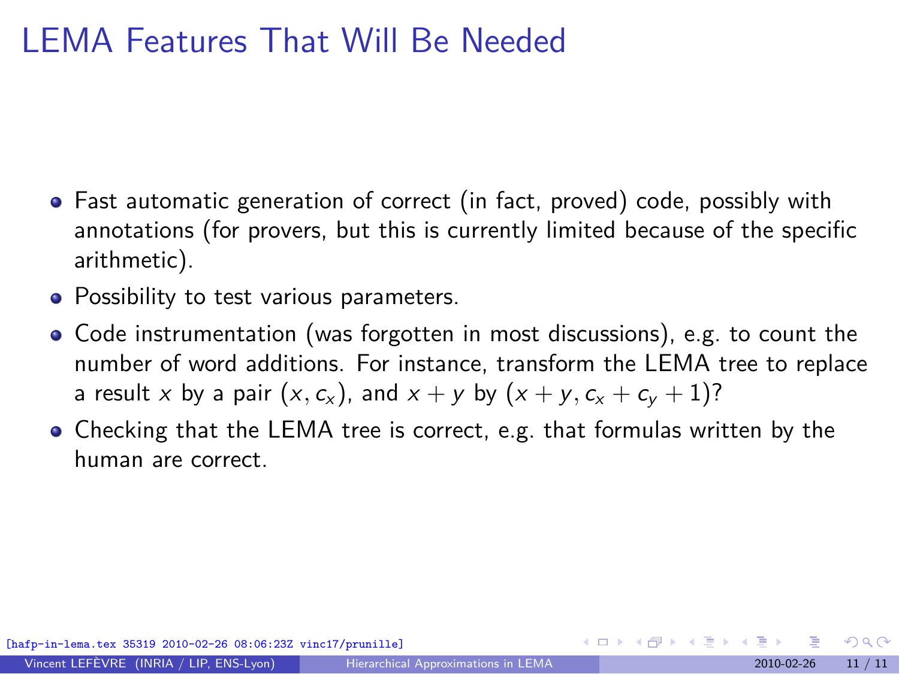# LEMA Features That Will Be Needed

- Fast automatic generation of correct (in fact, proved) code, possibly with annotations (for provers, but this is currently limited because of the specific arithmetic).
- Possibility to test various parameters.
- Code instrumentation (was forgotten in most discussions), e.g. to count the number of word additions. For instance, transform the LEMA tree to replace a result $x$ by a pair $(x, c_x)$, and $x + y$ by $(x + y, c_x + c_y + 1)$?
- Checking that the LEMA tree is correct, e.g. that formulas written by the human are correct.